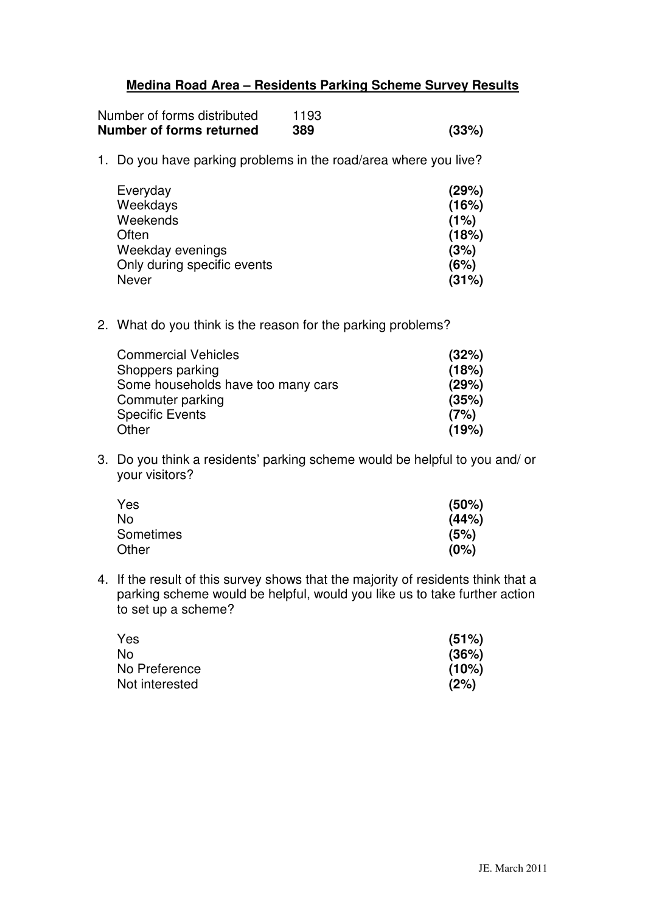# Medina Road Area – Residents Parking Scheme Survey Results

| | | |
|---|---|---|
| Number of forms distributed | 1193 | |
| **Number of forms returned** | **389** | **(33%)** |

1. Do you have parking problems in the road/area where you live?

| | |
|---|---|
| Everyday | **(29%)** |
| Weekdays | **(16%)** |
| Weekends | **(1%)** |
| Often | **(18%)** |
| Weekday evenings | **(3%)** |
| Only during specific events | **(6%)** |
| Never | **(31%)** |

2. What do you think is the reason for the parking problems?

| | |
|---|---|
| Commercial Vehicles | **(32%)** |
| Shoppers parking | **(18%)** |
| Some households have too many cars | **(29%)** |
| Commuter parking | **(35%)** |
| Specific Events | **(7%)** |
| Other | **(19%)** |

3. Do you think a residents' parking scheme would be helpful to you and/ or your visitors?

| | |
|---|---|
| Yes | **(50%)** |
| No | **(44%)** |
| Sometimes | **(5%)** |
| Other | **(0%)** |

4. If the result of this survey shows that the majority of residents think that a parking scheme would be helpful, would you like us to take further action to set up a scheme?

| | |
|---|---|
| Yes | **(51%)** |
| No | **(36%)** |
| No Preference | **(10%)** |
| Not interested | **(2%)** |

JE. March 2011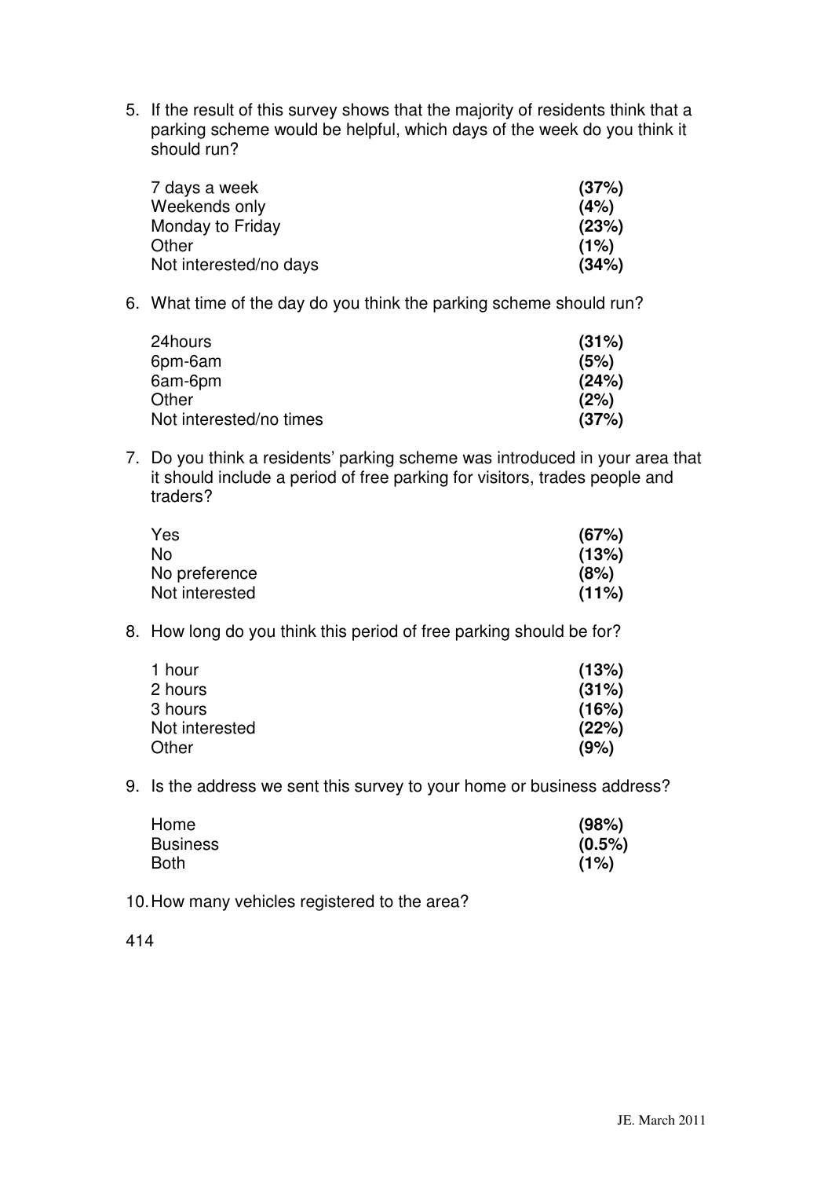5. If the result of this survey shows that the majority of residents think that a parking scheme would be helpful, which days of the week do you think it should run?

| | |
|---|---|
| 7 days a week | **(37%)** |
| Weekends only | **(4%)** |
| Monday to Friday | **(23%)** |
| Other | **(1%)** |
| Not interested/no days | **(34%)** |

6. What time of the day do you think the parking scheme should run?

| | |
|---|---|
| 24hours | **(31%)** |
| 6pm-6am | **(5%)** |
| 6am-6pm | **(24%)** |
| Other | **(2%)** |
| Not interested/no times | **(37%)** |

7. Do you think a residents' parking scheme was introduced in your area that it should include a period of free parking for visitors, trades people and traders?

| | |
|---|---|
| Yes | **(67%)** |
| No | **(13%)** |
| No preference | **(8%)** |
| Not interested | **(11%)** |

8. How long do you think this period of free parking should be for?

| | |
|---|---|
| 1 hour | **(13%)** |
| 2 hours | **(31%)** |
| 3 hours | **(16%)** |
| Not interested | **(22%)** |
| Other | **(9%)** |

9. Is the address we sent this survey to your home or business address?

| | |
|---|---|
| Home | **(98%)** |
| Business | **(0.5%)** |
| Both | **(1%)** |

10. How many vehicles registered to the area?

414

JE. March 2011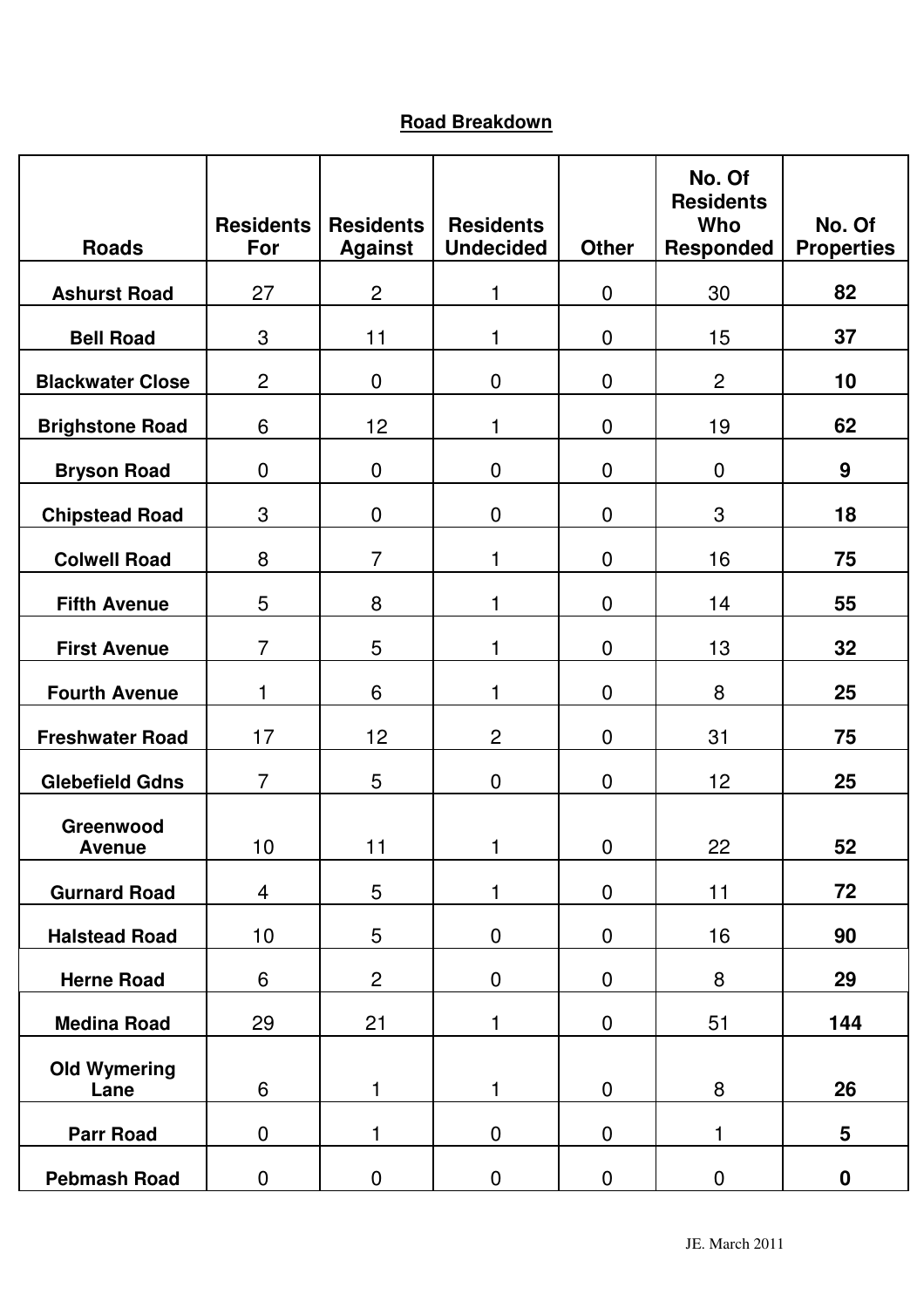**Road Breakdown**

| Roads | Residents For | Residents Against | Residents Undecided | Other | No. Of Residents Who Responded | No. Of Properties |
|---|---|---|---|---|---|---|
| **Ashurst Road** | 27 | 2 | 1 | 0 | 30 | **82** |
| **Bell Road** | 3 | 11 | 1 | 0 | 15 | **37** |
| **Blackwater Close** | 2 | 0 | 0 | 0 | 2 | **10** |
| **Brighstone Road** | 6 | 12 | 1 | 0 | 19 | **62** |
| **Bryson Road** | 0 | 0 | 0 | 0 | 0 | **9** |
| **Chipstead Road** | 3 | 0 | 0 | 0 | 3 | **18** |
| **Colwell Road** | 8 | 7 | 1 | 0 | 16 | **75** |
| **Fifth Avenue** | 5 | 8 | 1 | 0 | 14 | **55** |
| **First Avenue** | 7 | 5 | 1 | 0 | 13 | **32** |
| **Fourth Avenue** | 1 | 6 | 1 | 0 | 8 | **25** |
| **Freshwater Road** | 17 | 12 | 2 | 0 | 31 | **75** |
| **Glebefield Gdns** | 7 | 5 | 0 | 0 | 12 | **25** |
| **Greenwood Avenue** | 10 | 11 | 1 | 0 | 22 | **52** |
| **Gurnard Road** | 4 | 5 | 1 | 0 | 11 | **72** |
| **Halstead Road** | 10 | 5 | 0 | 0 | 16 | **90** |
| **Herne Road** | 6 | 2 | 0 | 0 | 8 | **29** |
| **Medina Road** | 29 | 21 | 1 | 0 | 51 | **144** |
| **Old Wymering Lane** | 6 | 1 | 1 | 0 | 8 | **26** |
| **Parr Road** | 0 | 1 | 0 | 0 | 1 | **5** |
| **Pebmash Road** | 0 | 0 | 0 | 0 | 0 | **0** |

JE. March 2011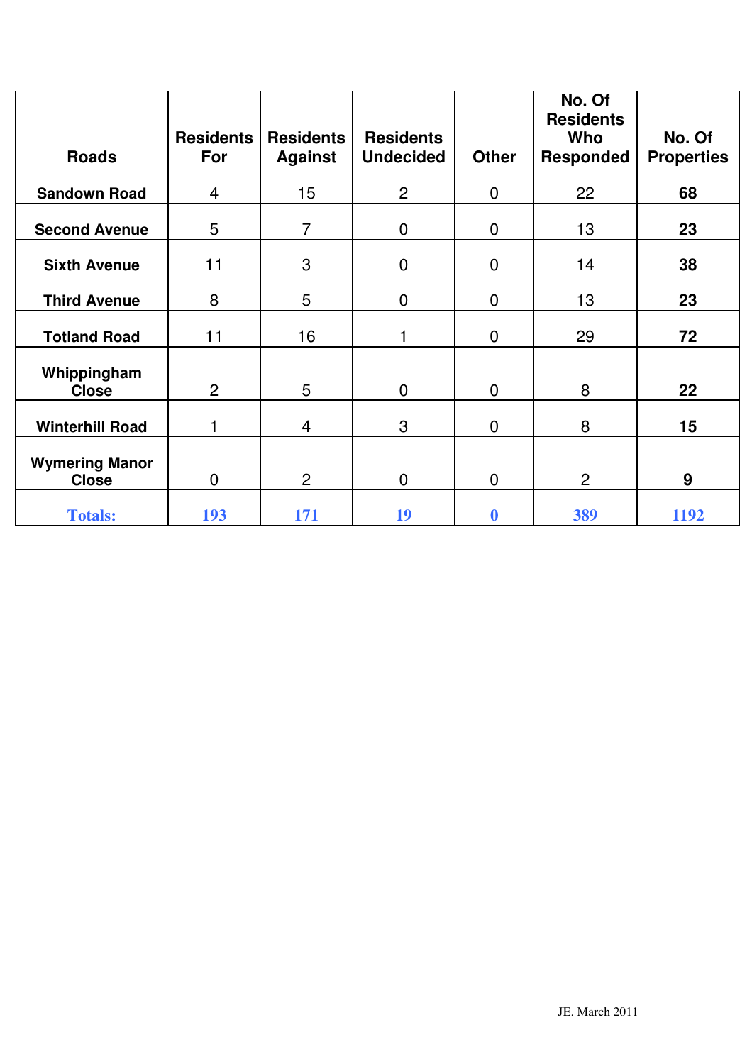| Roads | Residents For | Residents Against | Residents Undecided | Other | No. Of Residents Who Responded | No. Of Properties |
|---|---|---|---|---|---|---|
| **Sandown Road** | 4 | 15 | 2 | 0 | 22 | **68** |
| **Second Avenue** | 5 | 7 | 0 | 0 | 13 | **23** |
| **Sixth Avenue** | 11 | 3 | 0 | 0 | 14 | **38** |
| **Third Avenue** | 8 | 5 | 0 | 0 | 13 | **23** |
| **Totland Road** | 11 | 16 | 1 | 0 | 29 | **72** |
| **Whippingham Close** | 2 | 5 | 0 | 0 | 8 | **22** |
| **Winterhill Road** | 1 | 4 | 3 | 0 | 8 | **15** |
| **Wymering Manor Close** | 0 | 2 | 0 | 0 | 2 | **9** |
| **Totals:** | **193** | **171** | **19** | **0** | **389** | **1192** |

JE. March 2011